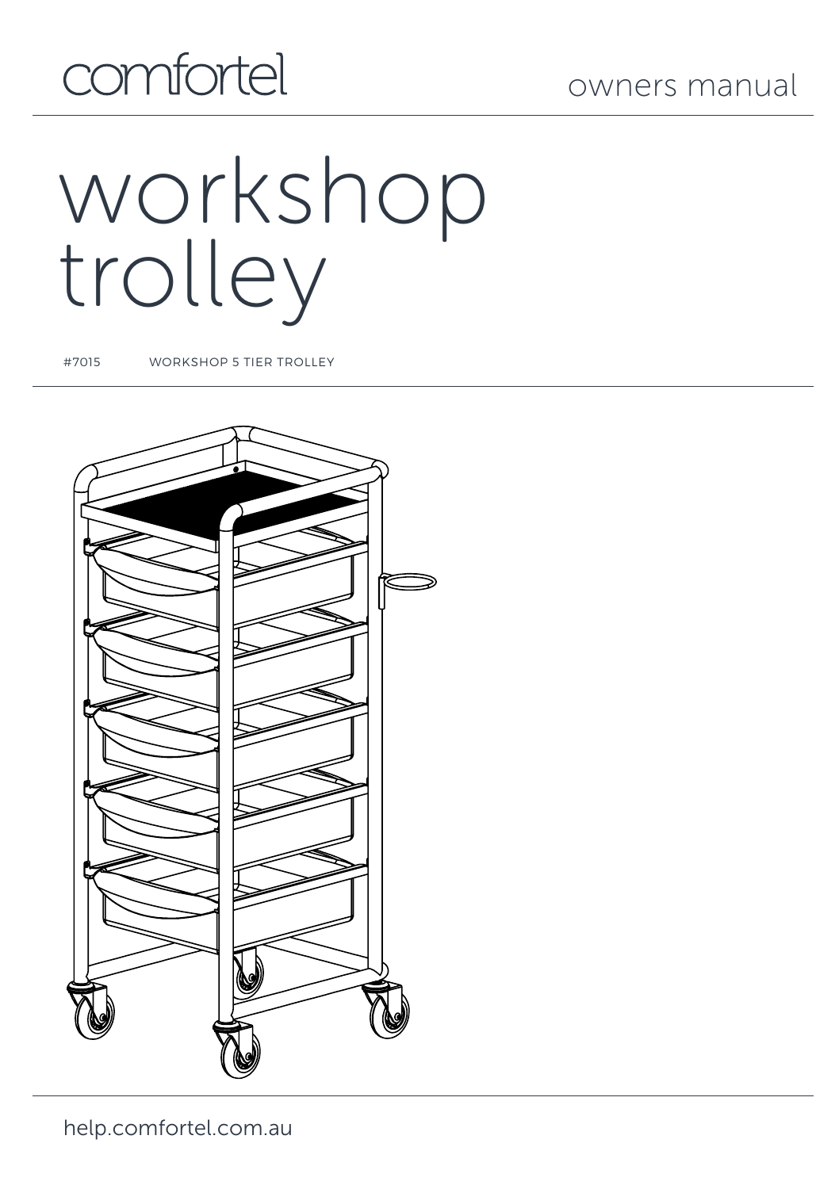comfortel

owners manual

# workshop trolley

#7015 WORKSHOP 5 TIER TROLLEY

help.comfortel.com.au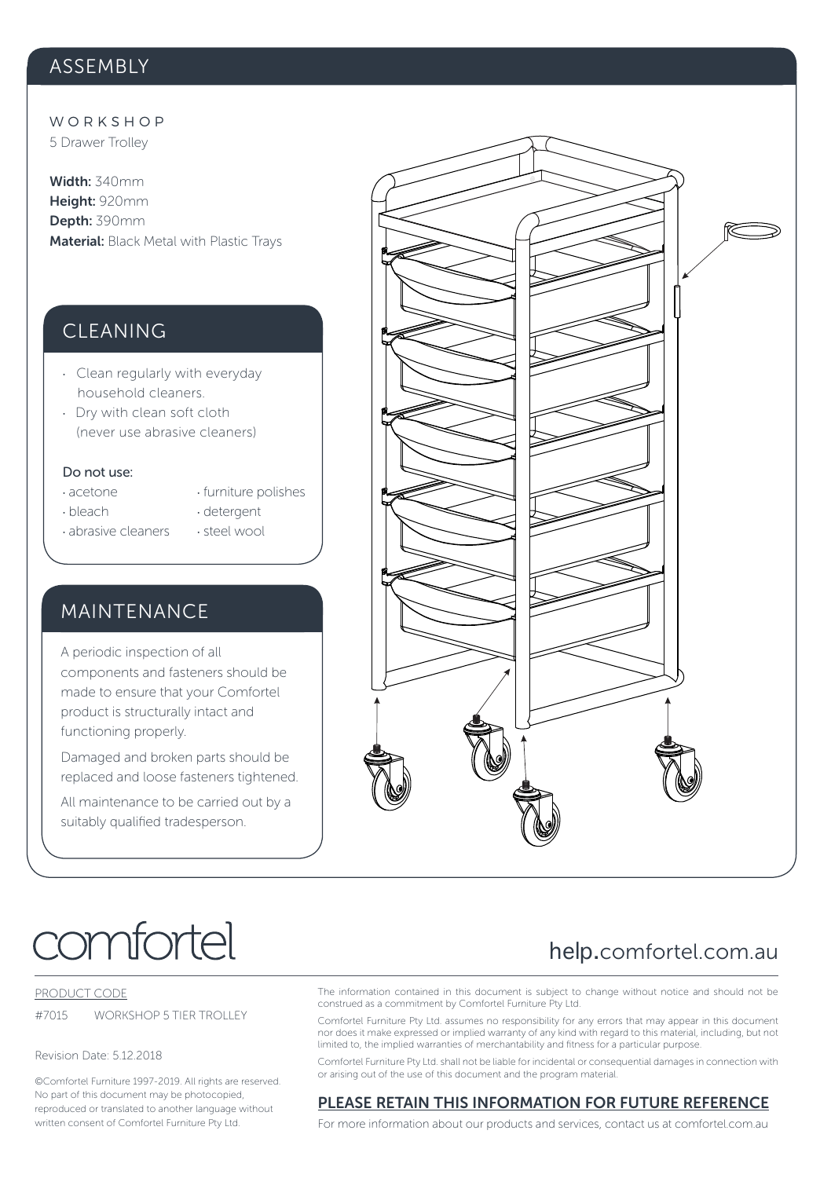## ASSEMBLY

WORKSHOP

5 Drawer Trolley

**Width:** 340mm
**Height:** 920mm
**Depth:** 390mm
**Material:** Black Metal with Plastic Trays

## CLEANING

- Clean regularly with everyday household cleaners.
- Dry with clean soft cloth (never use abrasive cleaners)

**Do not use:**

- acetone
- bleach
- abrasive cleaners
- furniture polishes
- detergent
- steel wool

## MAINTENANCE

A periodic inspection of all components and fasteners should be made to ensure that your Comfortel product is structurally intact and functioning properly.

Damaged and broken parts should be replaced and loose fasteners tightened.

All maintenance to be carried out by a suitably qualified tradesperson.

comfortel

help.comfortel.com.au

PRODUCT CODE

#7015 WORKSHOP 5 TIER TROLLEY

Revision Date: 5.12.2018

©Comfortel Furniture 1997-2019. All rights are reserved. No part of this document may be photocopied, reproduced or translated to another language without written consent of Comfortel Furniture Pty Ltd.

The information contained in this document is subject to change without notice and should not be construed as a commitment by Comfortel Furniture Pty Ltd.

Comfortel Furniture Pty Ltd. assumes no responsibility for any errors that may appear in this document nor does it make expressed or implied warranty of any kind with regard to this material, including, but not limited to, the implied warranties of merchantability and fitness for a particular purpose.

Comfortel Furniture Pty Ltd. shall not be liable for incidental or consequential damages in connection with or arising out of the use of this document and the program material.

**PLEASE RETAIN THIS INFORMATION FOR FUTURE REFERENCE**

For more information about our products and services, contact us at comfortel.com.au